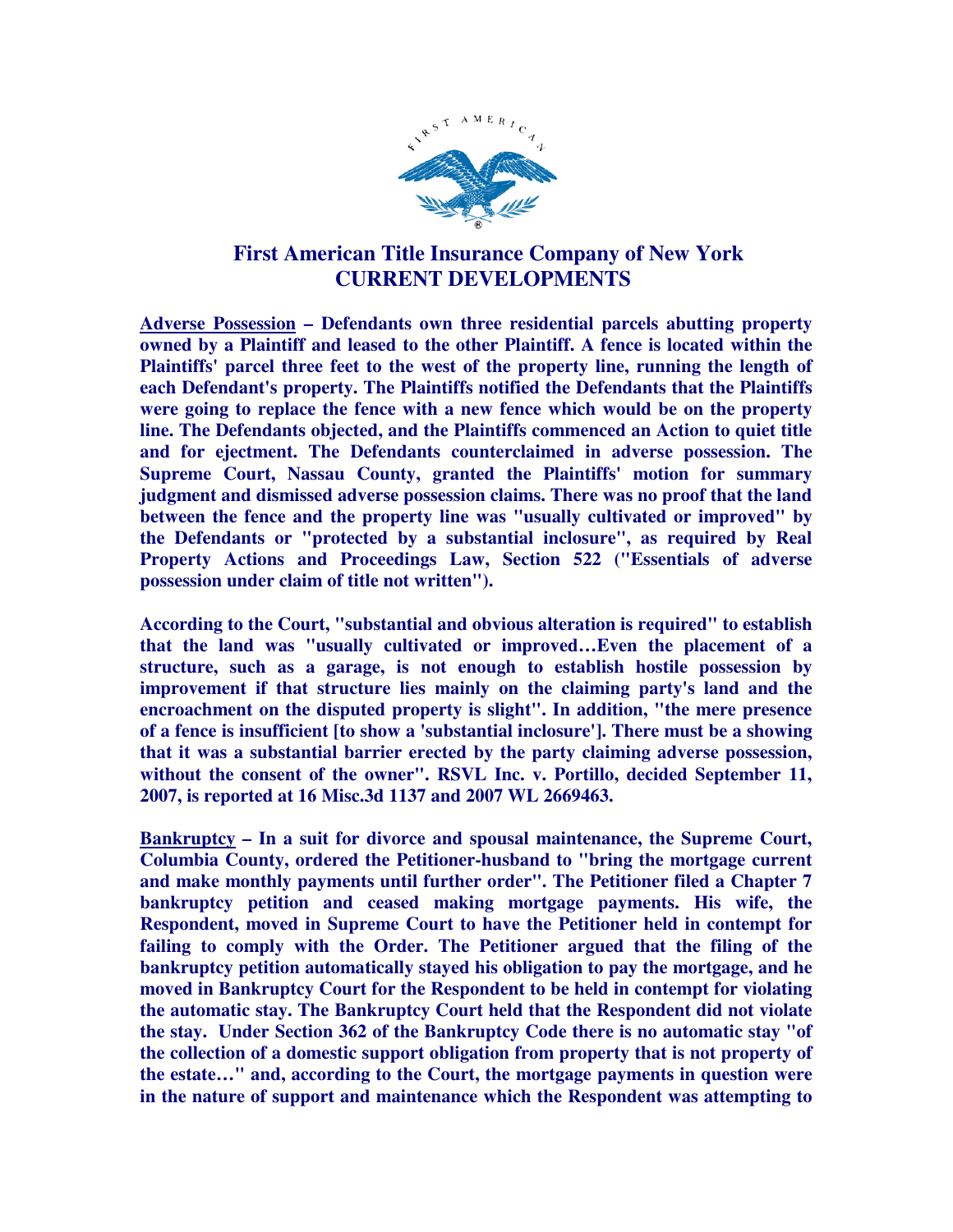# First American Title Insurance Company of New York
## CURRENT DEVELOPMENTS

**<u>Adverse Possession</u> – Defendants own three residential parcels abutting property owned by a Plaintiff and leased to the other Plaintiff. A fence is located within the Plaintiffs' parcel three feet to the west of the property line, running the length of each Defendant's property. The Plaintiffs notified the Defendants that the Plaintiffs were going to replace the fence with a new fence which would be on the property line. The Defendants objected, and the Plaintiffs commenced an Action to quiet title and for ejectment. The Defendants counterclaimed in adverse possession. The Supreme Court, Nassau County, granted the Plaintiffs' motion for summary judgment and dismissed adverse possession claims. There was no proof that the land between the fence and the property line was "usually cultivated or improved" by the Defendants or "protected by a substantial inclosure", as required by Real Property Actions and Proceedings Law, Section 522 ("Essentials of adverse possession under claim of title not written").**

**According to the Court, "substantial and obvious alteration is required" to establish that the land was "usually cultivated or improved…Even the placement of a structure, such as a garage, is not enough to establish hostile possession by improvement if that structure lies mainly on the claiming party's land and the encroachment on the disputed property is slight". In addition, "the mere presence of a fence is insufficient [to show a 'substantial inclosure']. There must be a showing that it was a substantial barrier erected by the party claiming adverse possession, without the consent of the owner". RSVL Inc. v. Portillo, decided September 11, 2007, is reported at 16 Misc.3d 1137 and 2007 WL 2669463.**

**<u>Bankruptcy</u> – In a suit for divorce and spousal maintenance, the Supreme Court, Columbia County, ordered the Petitioner-husband to "bring the mortgage current and make monthly payments until further order". The Petitioner filed a Chapter 7 bankruptcy petition and ceased making mortgage payments. His wife, the Respondent, moved in Supreme Court to have the Petitioner held in contempt for failing to comply with the Order. The Petitioner argued that the filing of the bankruptcy petition automatically stayed his obligation to pay the mortgage, and he moved in Bankruptcy Court for the Respondent to be held in contempt for violating the automatic stay. The Bankruptcy Court held that the Respondent did not violate the stay. Under Section 362 of the Bankruptcy Code there is no automatic stay "of the collection of a domestic support obligation from property that is not property of the estate…" and, according to the Court, the mortgage payments in question were in the nature of support and maintenance which the Respondent was attempting to**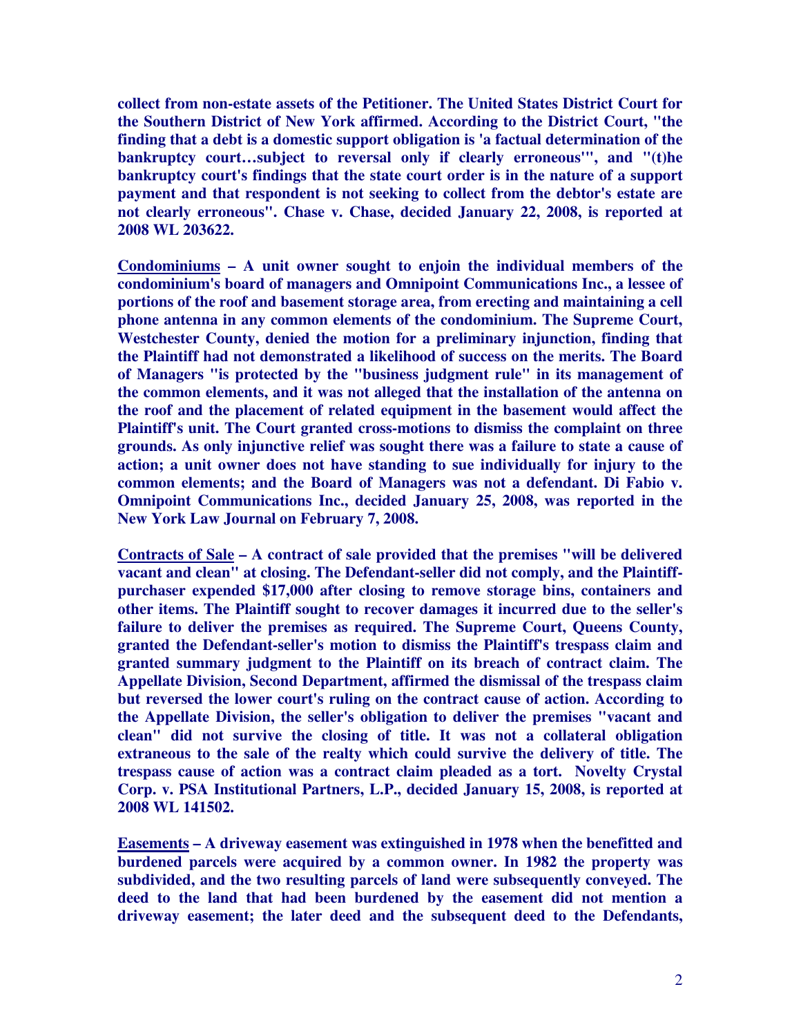**collect from non-estate assets of the Petitioner. The United States District Court for the Southern District of New York affirmed. According to the District Court, "the finding that a debt is a domestic support obligation is 'a factual determination of the bankruptcy court…subject to reversal only if clearly erroneous'", and "(t)he bankruptcy court's findings that the state court order is in the nature of a support payment and that respondent is not seeking to collect from the debtor's estate are not clearly erroneous". Chase v. Chase, decided January 22, 2008, is reported at 2008 WL 203622.**

**<u>Condominiums</u> – A unit owner sought to enjoin the individual members of the condominium's board of managers and Omnipoint Communications Inc., a lessee of portions of the roof and basement storage area, from erecting and maintaining a cell phone antenna in any common elements of the condominium. The Supreme Court, Westchester County, denied the motion for a preliminary injunction, finding that the Plaintiff had not demonstrated a likelihood of success on the merits. The Board of Managers "is protected by the "business judgment rule" in its management of the common elements, and it was not alleged that the installation of the antenna on the roof and the placement of related equipment in the basement would affect the Plaintiff's unit. The Court granted cross-motions to dismiss the complaint on three grounds. As only injunctive relief was sought there was a failure to state a cause of action; a unit owner does not have standing to sue individually for injury to the common elements; and the Board of Managers was not a defendant. Di Fabio v. Omnipoint Communications Inc., decided January 25, 2008, was reported in the New York Law Journal on February 7, 2008.**

**<u>Contracts of Sale</u> – A contract of sale provided that the premises "will be delivered vacant and clean" at closing. The Defendant-seller did not comply, and the Plaintiff-purchaser expended $17,000 after closing to remove storage bins, containers and other items. The Plaintiff sought to recover damages it incurred due to the seller's failure to deliver the premises as required. The Supreme Court, Queens County, granted the Defendant-seller's motion to dismiss the Plaintiff's trespass claim and granted summary judgment to the Plaintiff on its breach of contract claim. The Appellate Division, Second Department, affirmed the dismissal of the trespass claim but reversed the lower court's ruling on the contract cause of action. According to the Appellate Division, the seller's obligation to deliver the premises "vacant and clean" did not survive the closing of title. It was not a collateral obligation extraneous to the sale of the realty which could survive the delivery of title. The trespass cause of action was a contract claim pleaded as a tort. Novelty Crystal Corp. v. PSA Institutional Partners, L.P., decided January 15, 2008, is reported at 2008 WL 141502.**

**<u>Easements</u> – A driveway easement was extinguished in 1978 when the benefitted and burdened parcels were acquired by a common owner. In 1982 the property was subdivided, and the two resulting parcels of land were subsequently conveyed. The deed to the land that had been burdened by the easement did not mention a driveway easement; the later deed and the subsequent deed to the Defendants,**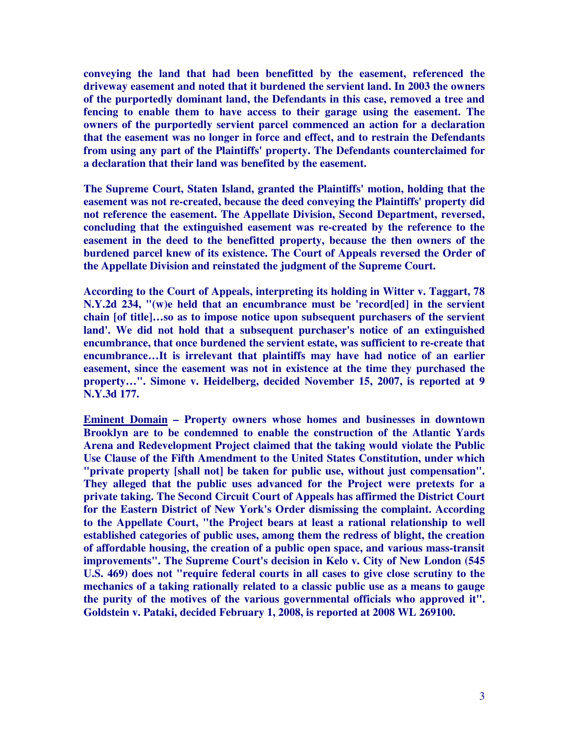**conveying the land that had been benefitted by the easement, referenced the driveway easement and noted that it burdened the servient land. In 2003 the owners of the purportedly dominant land, the Defendants in this case, removed a tree and fencing to enable them to have access to their garage using the easement. The owners of the purportedly servient parcel commenced an action for a declaration that the easement was no longer in force and effect, and to restrain the Defendants from using any part of the Plaintiffs' property. The Defendants counterclaimed for a declaration that their land was benefited by the easement.**

**The Supreme Court, Staten Island, granted the Plaintiffs' motion, holding that the easement was not re-created, because the deed conveying the Plaintiffs' property did not reference the easement. The Appellate Division, Second Department, reversed, concluding that the extinguished easement was re-created by the reference to the easement in the deed to the benefitted property, because the then owners of the burdened parcel knew of its existence. The Court of Appeals reversed the Order of the Appellate Division and reinstated the judgment of the Supreme Court.**

**According to the Court of Appeals, interpreting its holding in Witter v. Taggart, 78 N.Y.2d 234, "(w)e held that an encumbrance must be 'record[ed] in the servient chain [of title]…so as to impose notice upon subsequent purchasers of the servient land'. We did not hold that a subsequent purchaser's notice of an extinguished encumbrance, that once burdened the servient estate, was sufficient to re-create that encumbrance…It is irrelevant that plaintiffs may have had notice of an earlier easement, since the easement was not in existence at the time they purchased the property…". Simone v. Heidelberg, decided November 15, 2007, is reported at 9 N.Y.3d 177.**

**<u>Eminent Domain</u> – Property owners whose homes and businesses in downtown Brooklyn are to be condemned to enable the construction of the Atlantic Yards Arena and Redevelopment Project claimed that the taking would violate the Public Use Clause of the Fifth Amendment to the United States Constitution, under which "private property [shall not] be taken for public use, without just compensation". They alleged that the public uses advanced for the Project were pretexts for a private taking. The Second Circuit Court of Appeals has affirmed the District Court for the Eastern District of New York's Order dismissing the complaint. According to the Appellate Court, "the Project bears at least a rational relationship to well established categories of public uses, among them the redress of blight, the creation of affordable housing, the creation of a public open space, and various mass-transit improvements". The Supreme Court's decision in Kelo v. City of New London (545 U.S. 469) does not "require federal courts in all cases to give close scrutiny to the mechanics of a taking rationally related to a classic public use as a means to gauge the purity of the motives of the various governmental officials who approved it". Goldstein v. Pataki, decided February 1, 2008, is reported at 2008 WL 269100.**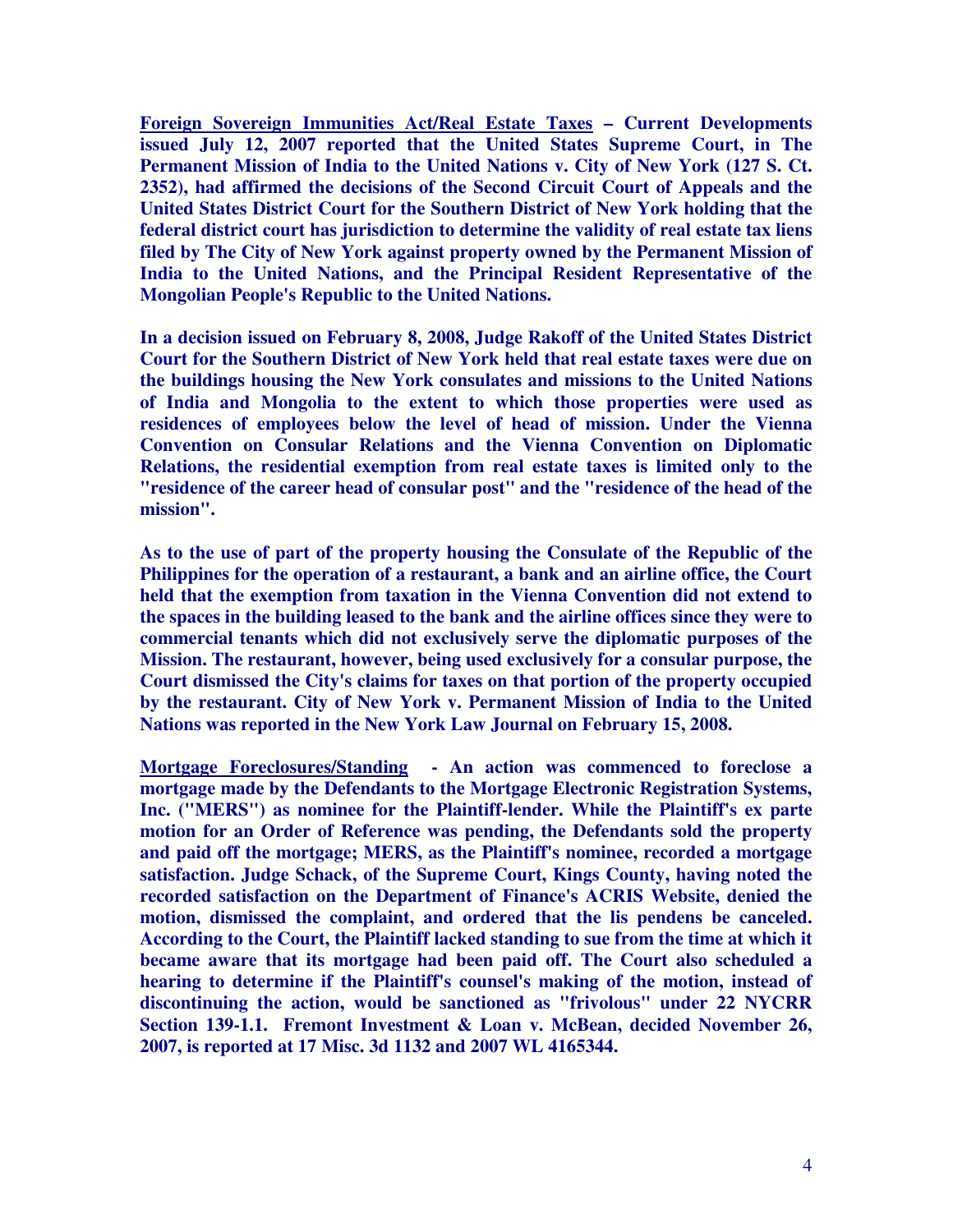**<u>Foreign Sovereign Immunities Act/Real Estate Taxes</u> – Current Developments issued July 12, 2007 reported that the United States Supreme Court, in The Permanent Mission of India to the United Nations v. City of New York (127 S. Ct. 2352), had affirmed the decisions of the Second Circuit Court of Appeals and the United States District Court for the Southern District of New York holding that the federal district court has jurisdiction to determine the validity of real estate tax liens filed by The City of New York against property owned by the Permanent Mission of India to the United Nations, and the Principal Resident Representative of the Mongolian People's Republic to the United Nations.**

**In a decision issued on February 8, 2008, Judge Rakoff of the United States District Court for the Southern District of New York held that real estate taxes were due on the buildings housing the New York consulates and missions to the United Nations of India and Mongolia to the extent to which those properties were used as residences of employees below the level of head of mission. Under the Vienna Convention on Consular Relations and the Vienna Convention on Diplomatic Relations, the residential exemption from real estate taxes is limited only to the "residence of the career head of consular post" and the "residence of the head of the mission".**

**As to the use of part of the property housing the Consulate of the Republic of the Philippines for the operation of a restaurant, a bank and an airline office, the Court held that the exemption from taxation in the Vienna Convention did not extend to the spaces in the building leased to the bank and the airline offices since they were to commercial tenants which did not exclusively serve the diplomatic purposes of the Mission. The restaurant, however, being used exclusively for a consular purpose, the Court dismissed the City's claims for taxes on that portion of the property occupied by the restaurant. City of New York v. Permanent Mission of India to the United Nations was reported in the New York Law Journal on February 15, 2008.**

**<u>Mortgage Foreclosures/Standing</u> - An action was commenced to foreclose a mortgage made by the Defendants to the Mortgage Electronic Registration Systems, Inc. ("MERS") as nominee for the Plaintiff-lender. While the Plaintiff's ex parte motion for an Order of Reference was pending, the Defendants sold the property and paid off the mortgage; MERS, as the Plaintiff's nominee, recorded a mortgage satisfaction. Judge Schack, of the Supreme Court, Kings County, having noted the recorded satisfaction on the Department of Finance's ACRIS Website, denied the motion, dismissed the complaint, and ordered that the lis pendens be canceled. According to the Court, the Plaintiff lacked standing to sue from the time at which it became aware that its mortgage had been paid off. The Court also scheduled a hearing to determine if the Plaintiff's counsel's making of the motion, instead of discontinuing the action, would be sanctioned as "frivolous" under 22 NYCRR Section 139-1.1. Fremont Investment & Loan v. McBean, decided November 26, 2007, is reported at 17 Misc. 3d 1132 and 2007 WL 4165344.**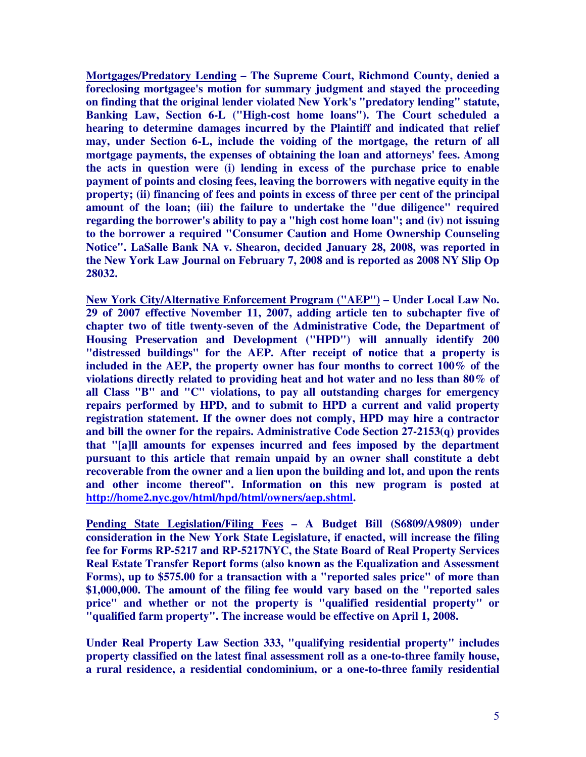**Mortgages/Predatory Lending – The Supreme Court, Richmond County, denied a foreclosing mortgagee's motion for summary judgment and stayed the proceeding on finding that the original lender violated New York's "predatory lending" statute, Banking Law, Section 6-L ("High-cost home loans"). The Court scheduled a hearing to determine damages incurred by the Plaintiff and indicated that relief may, under Section 6-L, include the voiding of the mortgage, the return of all mortgage payments, the expenses of obtaining the loan and attorneys' fees. Among the acts in question were (i) lending in excess of the purchase price to enable payment of points and closing fees, leaving the borrowers with negative equity in the property; (ii) financing of fees and points in excess of three per cent of the principal amount of the loan; (iii) the failure to undertake the "due diligence" required regarding the borrower's ability to pay a "high cost home loan"; and (iv) not issuing to the borrower a required "Consumer Caution and Home Ownership Counseling Notice". LaSalle Bank NA v. Shearon, decided January 28, 2008, was reported in the New York Law Journal on February 7, 2008 and is reported as 2008 NY Slip Op 28032.**

**New York City/Alternative Enforcement Program ("AEP") – Under Local Law No. 29 of 2007 effective November 11, 2007, adding article ten to subchapter five of chapter two of title twenty-seven of the Administrative Code, the Department of Housing Preservation and Development ("HPD") will annually identify 200 "distressed buildings" for the AEP. After receipt of notice that a property is included in the AEP, the property owner has four months to correct 100% of the violations directly related to providing heat and hot water and no less than 80% of all Class "B" and "C" violations, to pay all outstanding charges for emergency repairs performed by HPD, and to submit to HPD a current and valid property registration statement. If the owner does not comply, HPD may hire a contractor and bill the owner for the repairs. Administrative Code Section 27-2153(q) provides that "[a]ll amounts for expenses incurred and fees imposed by the department pursuant to this article that remain unpaid by an owner shall constitute a debt recoverable from the owner and a lien upon the building and lot, and upon the rents and other income thereof". Information on this new program is posted at http://home2.nyc.gov/html/hpd/html/owners/aep.shtml.**

**Pending State Legislation/Filing Fees – A Budget Bill (S6809/A9809) under consideration in the New York State Legislature, if enacted, will increase the filing fee for Forms RP-5217 and RP-5217NYC, the State Board of Real Property Services Real Estate Transfer Report forms (also known as the Equalization and Assessment Forms), up to $575.00 for a transaction with a "reported sales price" of more than $1,000,000. The amount of the filing fee would vary based on the "reported sales price" and whether or not the property is "qualified residential property" or "qualified farm property". The increase would be effective on April 1, 2008.**

**Under Real Property Law Section 333, "qualifying residential property" includes property classified on the latest final assessment roll as a one-to-three family house, a rural residence, a residential condominium, or a one-to-three family residential**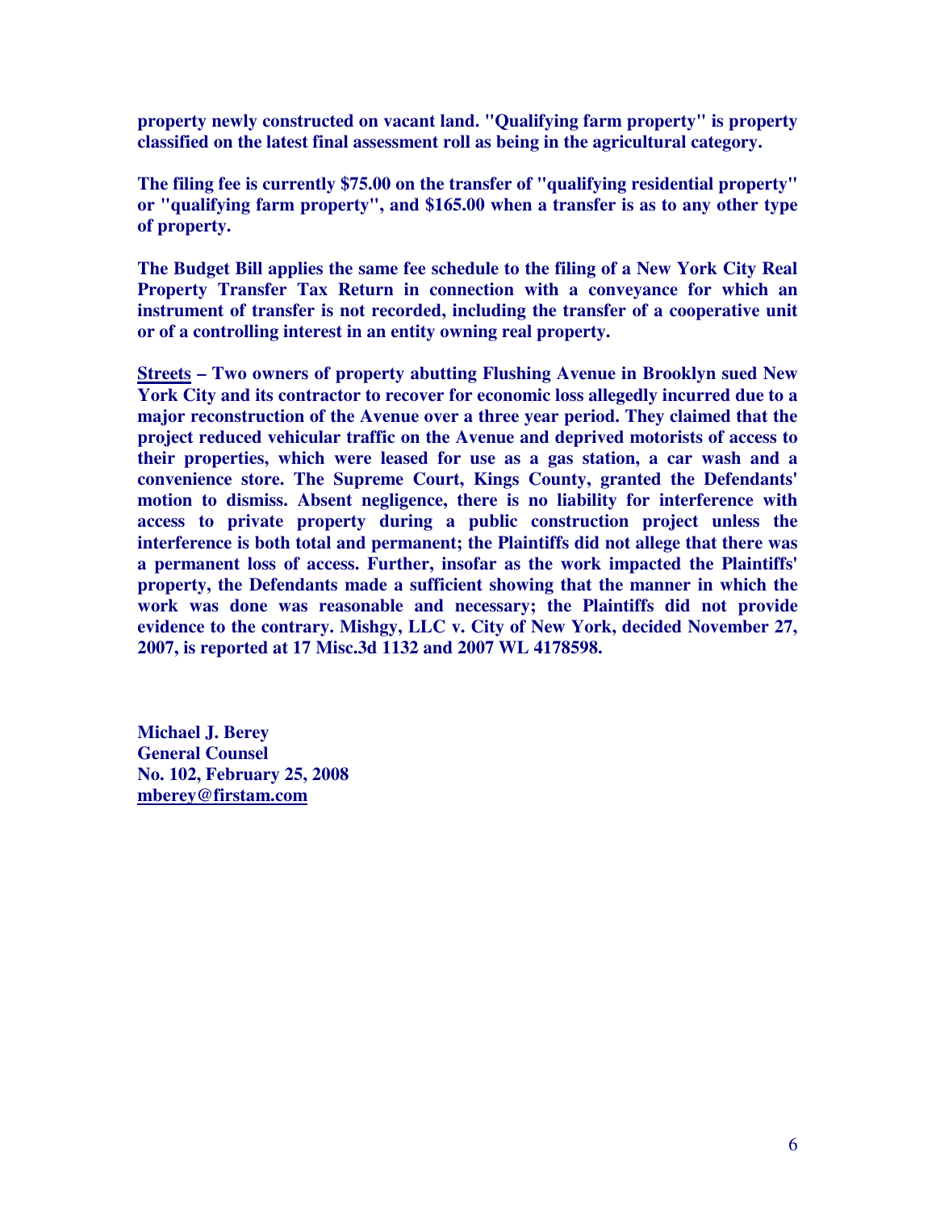**property newly constructed on vacant land. "Qualifying farm property" is property classified on the latest final assessment roll as being in the agricultural category.**

**The filing fee is currently $75.00 on the transfer of "qualifying residential property" or "qualifying farm property", and $165.00 when a transfer is as to any other type of property.**

**The Budget Bill applies the same fee schedule to the filing of a New York City Real Property Transfer Tax Return in connection with a conveyance for which an instrument of transfer is not recorded, including the transfer of a cooperative unit or of a controlling interest in an entity owning real property.**

**<u>Streets</u> – Two owners of property abutting Flushing Avenue in Brooklyn sued New York City and its contractor to recover for economic loss allegedly incurred due to a major reconstruction of the Avenue over a three year period. They claimed that the project reduced vehicular traffic on the Avenue and deprived motorists of access to their properties, which were leased for use as a gas station, a car wash and a convenience store. The Supreme Court, Kings County, granted the Defendants' motion to dismiss. Absent negligence, there is no liability for interference with access to private property during a public construction project unless the interference is both total and permanent; the Plaintiffs did not allege that there was a permanent loss of access. Further, insofar as the work impacted the Plaintiffs' property, the Defendants made a sufficient showing that the manner in which the work was done was reasonable and necessary; the Plaintiffs did not provide evidence to the contrary. Mishgy, LLC v. City of New York, decided November 27, 2007, is reported at 17 Misc.3d 1132 and 2007 WL 4178598.**

**Michael J. Berey**
**General Counsel**
**No. 102, February 25, 2008**
**<u>mberey@firstam.com</u>**